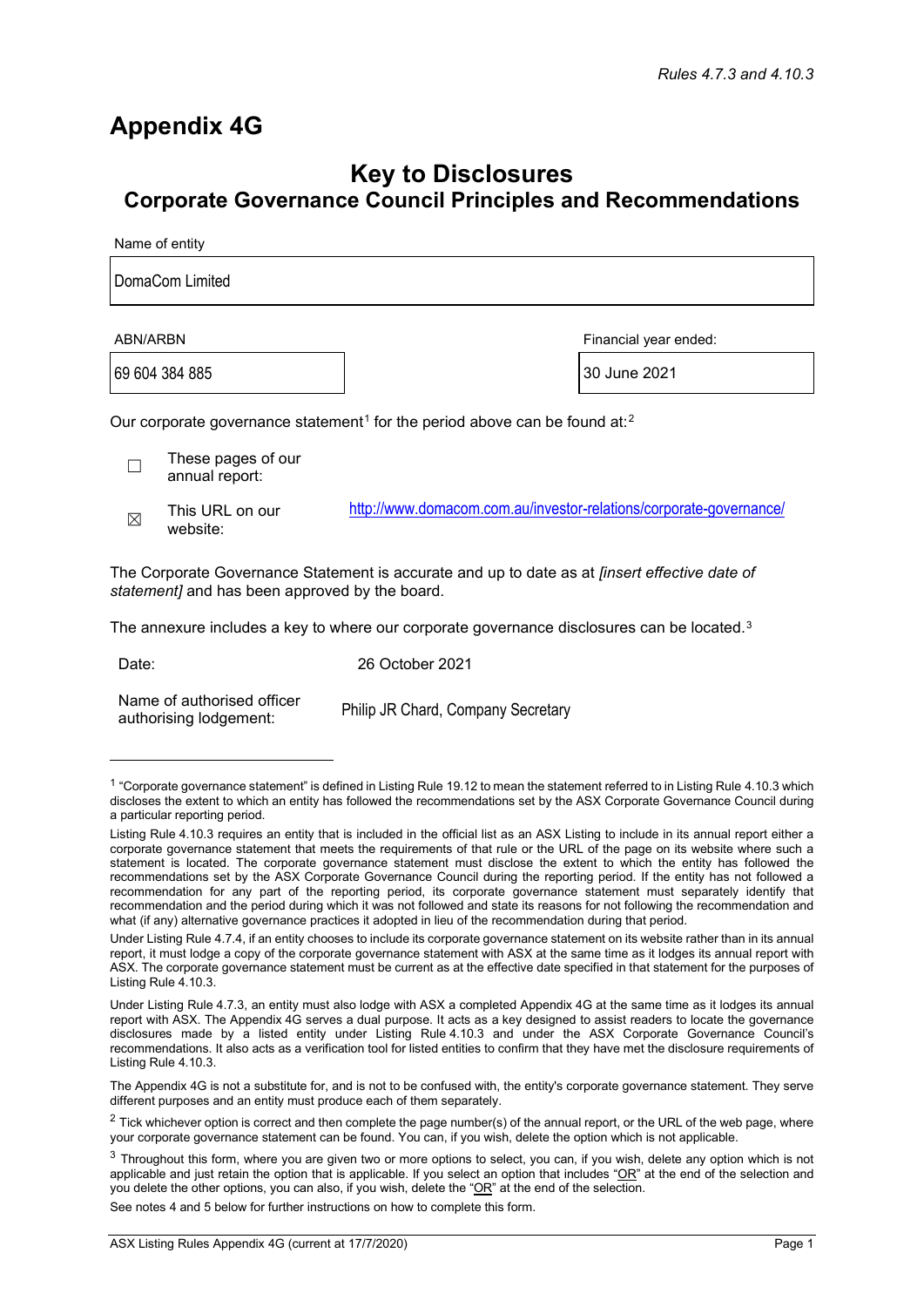*Rules 4.7.3 and 4.10.3*

# Appendix 4G

## Key to Disclosures
## Corporate Governance Council Principles and Recommendations

| Name of entity |
| --- |
| DomaCom Limited |

| ABN/ARBN | Financial year ended: |
| --- | --- |
| 69 604 384 885 | 30 June 2021 |

Our corporate governance statement[1] for the period above can be found at:[2]

| | | |
| --- | --- | --- |
| ☐ | These pages of our annual report: | |
| ☒ | This URL on our website: | http://www.domacom.com.au/investor-relations/corporate-governance/ |

The Corporate Governance Statement is accurate and up to date as at *[insert effective date of statement]* and has been approved by the board.

The annexure includes a key to where our corporate governance disclosures can be located.[3]

| | |
| --- | --- |
| Date: | 26 October 2021 |
| Name of authorised officer authorising lodgement: | Philip JR Chard, Company Secretary |

---

[1] "Corporate governance statement" is defined in Listing Rule 19.12 to mean the statement referred to in Listing Rule 4.10.3 which discloses the extent to which an entity has followed the recommendations set by the ASX Corporate Governance Council during a particular reporting period.

Listing Rule 4.10.3 requires an entity that is included in the official list as an ASX Listing to include in its annual report either a corporate governance statement that meets the requirements of that rule or the URL of the page on its website where such a statement is located. The corporate governance statement must disclose the extent to which the entity has followed the recommendations set by the ASX Corporate Governance Council during the reporting period. If the entity has not followed a recommendation for any part of the reporting period, its corporate governance statement must separately identify that recommendation and the period during which it was not followed and state its reasons for not following the recommendation and what (if any) alternative governance practices it adopted in lieu of the recommendation during that period.

Under Listing Rule 4.7.4, if an entity chooses to include its corporate governance statement on its website rather than in its annual report, it must lodge a copy of the corporate governance statement with ASX at the same time as it lodges its annual report with ASX. The corporate governance statement must be current as at the effective date specified in that statement for the purposes of Listing Rule 4.10.3.

Under Listing Rule 4.7.3, an entity must also lodge with ASX a completed Appendix 4G at the same time as it lodges its annual report with ASX. The Appendix 4G serves a dual purpose. It acts as a key designed to assist readers to locate the governance disclosures made by a listed entity under Listing Rule 4.10.3 and under the ASX Corporate Governance Council's recommendations. It also acts as a verification tool for listed entities to confirm that they have met the disclosure requirements of Listing Rule 4.10.3.

The Appendix 4G is not a substitute for, and is not to be confused with, the entity's corporate governance statement. They serve different purposes and an entity must produce each of them separately.

[2] Tick whichever option is correct and then complete the page number(s) of the annual report, or the URL of the web page, where your corporate governance statement can be found. You can, if you wish, delete the option which is not applicable.

[3] Throughout this form, where you are given two or more options to select, you can, if you wish, delete any option which is not applicable and just retain the option that is applicable. If you select an option that includes "OR" at the end of the selection and you delete the other options, you can also, if you wish, delete the "OR" at the end of the selection.

See notes 4 and 5 below for further instructions on how to complete this form.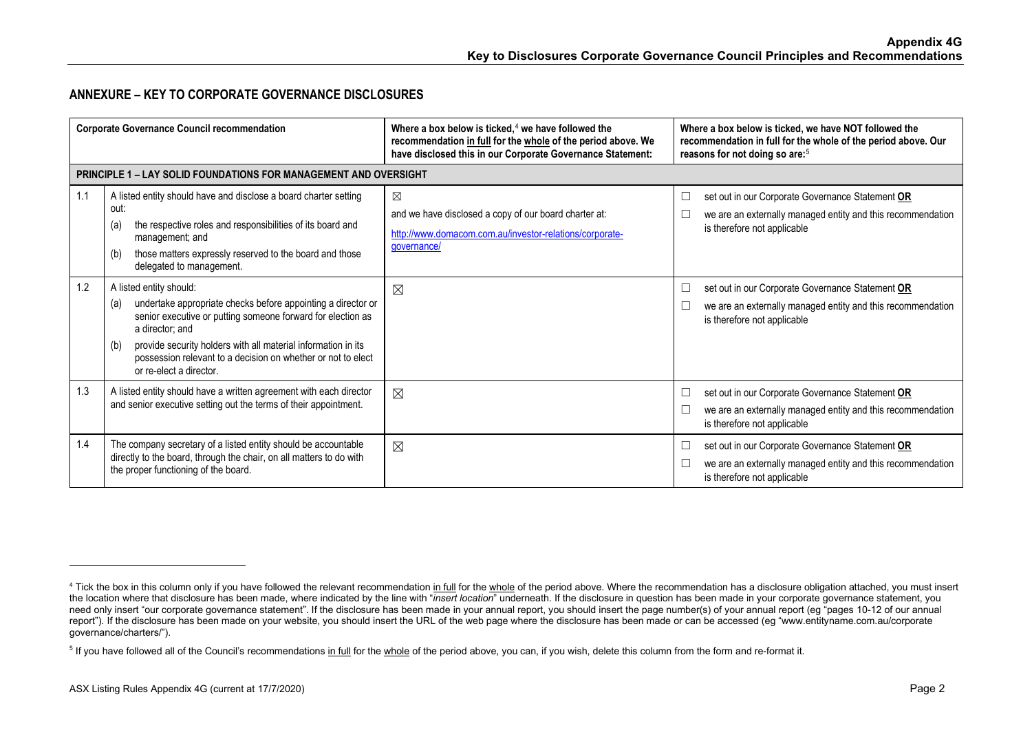## ANNEXURE – KEY TO CORPORATE GOVERNANCE DISCLOSURES

| | Corporate Governance Council recommendation | Where a box below is ticked,[4] we have followed the recommendation in full for the whole of the period above. We have disclosed this in our Corporate Governance Statement: | Where a box below is ticked, we have NOT followed the recommendation in full for the whole of the period above. Our reasons for not doing so are:[5] |
|---|---|---|---|
| **PRINCIPLE 1 – LAY SOLID FOUNDATIONS FOR MANAGEMENT AND OVERSIGHT** | | | |
| 1.1 | A listed entity should have and disclose a board charter setting out: (a) the respective roles and responsibilities of its board and management; and (b) those matters expressly reserved to the board and those delegated to management. | ☒ and we have disclosed a copy of our board charter at: http://www.domacom.com.au/investor-relations/corporate-governance/ | ☐ set out in our Corporate Governance Statement **OR** ☐ we are an externally managed entity and this recommendation is therefore not applicable |
| 1.2 | A listed entity should: (a) undertake appropriate checks before appointing a director or senior executive or putting someone forward for election as a director; and (b) provide security holders with all material information in its possession relevant to a decision on whether or not to elect or re-elect a director. | ☒ | ☐ set out in our Corporate Governance Statement **OR** ☐ we are an externally managed entity and this recommendation is therefore not applicable |
| 1.3 | A listed entity should have a written agreement with each director and senior executive setting out the terms of their appointment. | ☒ | ☐ set out in our Corporate Governance Statement **OR** ☐ we are an externally managed entity and this recommendation is therefore not applicable |
| 1.4 | The company secretary of a listed entity should be accountable directly to the board, through the chair, on all matters to do with the proper functioning of the board. | ☒ | ☐ set out in our Corporate Governance Statement **OR** ☐ we are an externally managed entity and this recommendation is therefore not applicable |

[4] Tick the box in this column only if you have followed the relevant recommendation in full for the whole of the period above. Where the recommendation has a disclosure obligation attached, you must insert the location where that disclosure has been made, where indicated by the line with "*insert location*" underneath. If the disclosure in question has been made in your corporate governance statement, you need only insert "our corporate governance statement". If the disclosure has been made in your annual report, you should insert the page number(s) of your annual report (eg "pages 10-12 of our annual report"). If the disclosure has been made on your website, you should insert the URL of the web page where the disclosure has been made or can be accessed (eg "www.entityname.com.au/corporate governance/charters/").

[5] If you have followed all of the Council's recommendations in full for the whole of the period above, you can, if you wish, delete this column from the form and re-format it.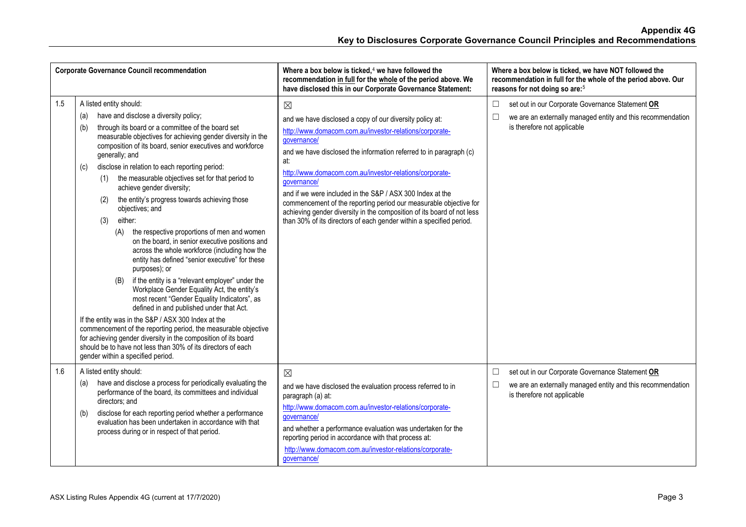| Corporate Governance Council recommendation | | Where a box below is ticked,[4] we have followed the recommendation in full for the whole of the period above. We have disclosed this in our Corporate Governance Statement: | Where a box below is ticked, we have NOT followed the recommendation in full for the whole of the period above. Our reasons for not doing so are:[5] |
|---|---|---|---|
| 1.5 | A listed entity should:<br>(a) have and disclose a diversity policy;<br>(b) through its board or a committee of the board set measurable objectives for achieving gender diversity in the composition of its board, senior executives and workforce generally; and<br>(c) disclose in relation to each reporting period:<br>(1) the measurable objectives set for that period to achieve gender diversity;<br>(2) the entity's progress towards achieving those objectives; and<br>(3) either:<br>(A) the respective proportions of men and women on the board, in senior executive positions and across the whole workforce (including how the entity has defined "senior executive" for these purposes); or<br>(B) if the entity is a "relevant employer" under the Workplace Gender Equality Act, the entity's most recent "Gender Equality Indicators", as defined in and published under that Act.<br>If the entity was in the S&P / ASX 300 Index at the commencement of the reporting period, the measurable objective for achieving gender diversity in the composition of its board should be to have not less than 30% of its directors of each gender within a specified period. | ☒<br>and we have disclosed a copy of our diversity policy at:<br>http://www.domacom.com.au/investor-relations/corporate-governance/<br>and we have disclosed the information referred to in paragraph (c) at:<br>http://www.domacom.com.au/investor-relations/corporate-governance/<br>and if we were included in the S&P / ASX 300 Index at the commencement of the reporting period our measurable objective for achieving gender diversity in the composition of its board of not less than 30% of its directors of each gender within a specified period. | ☐ set out in our Corporate Governance Statement **OR**<br>☐ we are an externally managed entity and this recommendation is therefore not applicable |
| 1.6 | A listed entity should:<br>(a) have and disclose a process for periodically evaluating the performance of the board, its committees and individual directors; and<br>(b) disclose for each reporting period whether a performance evaluation has been undertaken in accordance with that process during or in respect of that period. | ☒<br>and we have disclosed the evaluation process referred to in paragraph (a) at:<br>http://www.domacom.com.au/investor-relations/corporate-governance/<br>and whether a performance evaluation was undertaken for the reporting period in accordance with that process at:<br>http://www.domacom.com.au/investor-relations/corporate-governance/ | ☐ set out in our Corporate Governance Statement **OR**<br>☐ we are an externally managed entity and this recommendation is therefore not applicable |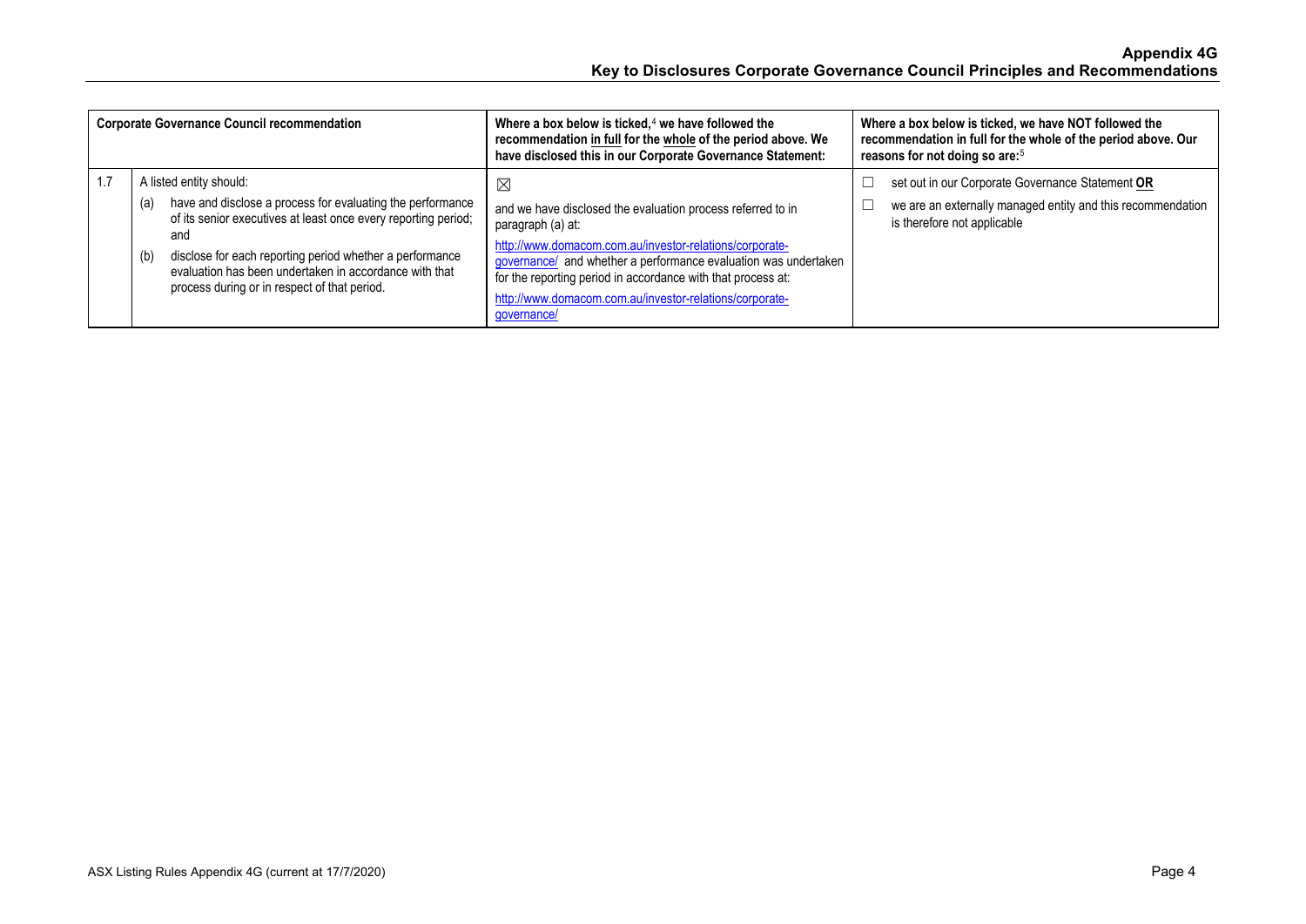| Corporate Governance Council recommendation | | Where a box below is ticked,[4] we have followed the recommendation in full for the whole of the period above. We have disclosed this in our Corporate Governance Statement: | Where a box below is ticked, we have NOT followed the recommendation in full for the whole of the period above. Our reasons for not doing so are:[5] |
|---|---|---|---|
| 1.7 | A listed entity should:<br>(a) have and disclose a process for evaluating the performance of its senior executives at least once every reporting period; and<br>(b) disclose for each reporting period whether a performance evaluation has been undertaken in accordance with that process during or in respect of that period. | ☒<br>and we have disclosed the evaluation process referred to in paragraph (a) at:<br>http://www.domacom.com.au/investor-relations/corporate-governance/ and whether a performance evaluation was undertaken for the reporting period in accordance with that process at:<br>http://www.domacom.com.au/investor-relations/corporate-governance/ | ☐ set out in our Corporate Governance Statement **OR**<br>☐ we are an externally managed entity and this recommendation is therefore not applicable |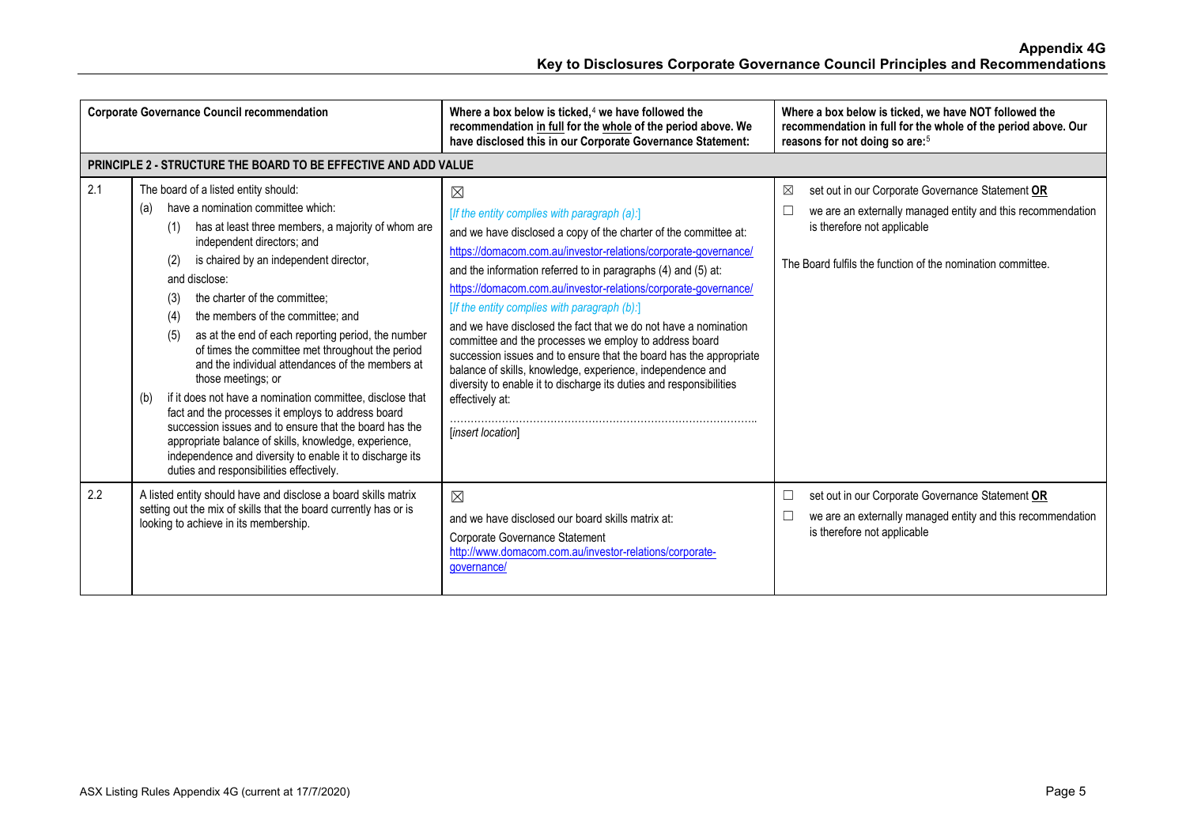## Appendix 4G

## Key to Disclosures Corporate Governance Council Principles and Recommendations

| | Corporate Governance Council recommendation | Where a box below is ticked,[4] we have followed the recommendation in full for the whole of the period above. We have disclosed this in our Corporate Governance Statement: | Where a box below is ticked, we have NOT followed the recommendation in full for the whole of the period above. Our reasons for not doing so are:[5] |
|---|---|---|---|
| **PRINCIPLE 2 - STRUCTURE THE BOARD TO BE EFFECTIVE AND ADD VALUE** | | | |
| 2.1 | The board of a listed entity should:<br>(a) have a nomination committee which:<br>(1) has at least three members, a majority of whom are independent directors; and<br>(2) is chaired by an independent director,<br>and disclose:<br>(3) the charter of the committee;<br>(4) the members of the committee; and<br>(5) as at the end of each reporting period, the number of times the committee met throughout the period and the individual attendances of the members at those meetings; or<br>(b) if it does not have a nomination committee, disclose that fact and the processes it employs to address board succession issues and to ensure that the board has the appropriate balance of skills, knowledge, experience, independence and diversity to enable it to discharge its duties and responsibilities effectively. | ☒<br>*[If the entity complies with paragraph (a):]*<br>and we have disclosed a copy of the charter of the committee at:<br>https://domacom.com.au/investor-relations/corporate-governance/<br>and the information referred to in paragraphs (4) and (5) at:<br>https://domacom.com.au/investor-relations/corporate-governance/<br>*[If the entity complies with paragraph (b):]*<br>and we have disclosed the fact that we do not have a nomination committee and the processes we employ to address board succession issues and to ensure that the board has the appropriate balance of skills, knowledge, experience, independence and diversity to enable it to discharge its duties and responsibilities effectively at:<br>……………………………………………………………………………<br>[*insert location*] | ☒ set out in our Corporate Governance Statement **OR**<br>☐ we are an externally managed entity and this recommendation is therefore not applicable<br><br>The Board fulfils the function of the nomination committee. |
| 2.2 | A listed entity should have and disclose a board skills matrix setting out the mix of skills that the board currently has or is looking to achieve in its membership. | ☒<br>and we have disclosed our board skills matrix at:<br>Corporate Governance Statement<br>http://www.domacom.com.au/investor-relations/corporate-governance/ | ☐ set out in our Corporate Governance Statement **OR**<br>☐ we are an externally managed entity and this recommendation is therefore not applicable |

ASX Listing Rules Appendix 4G (current at 17/7/2020)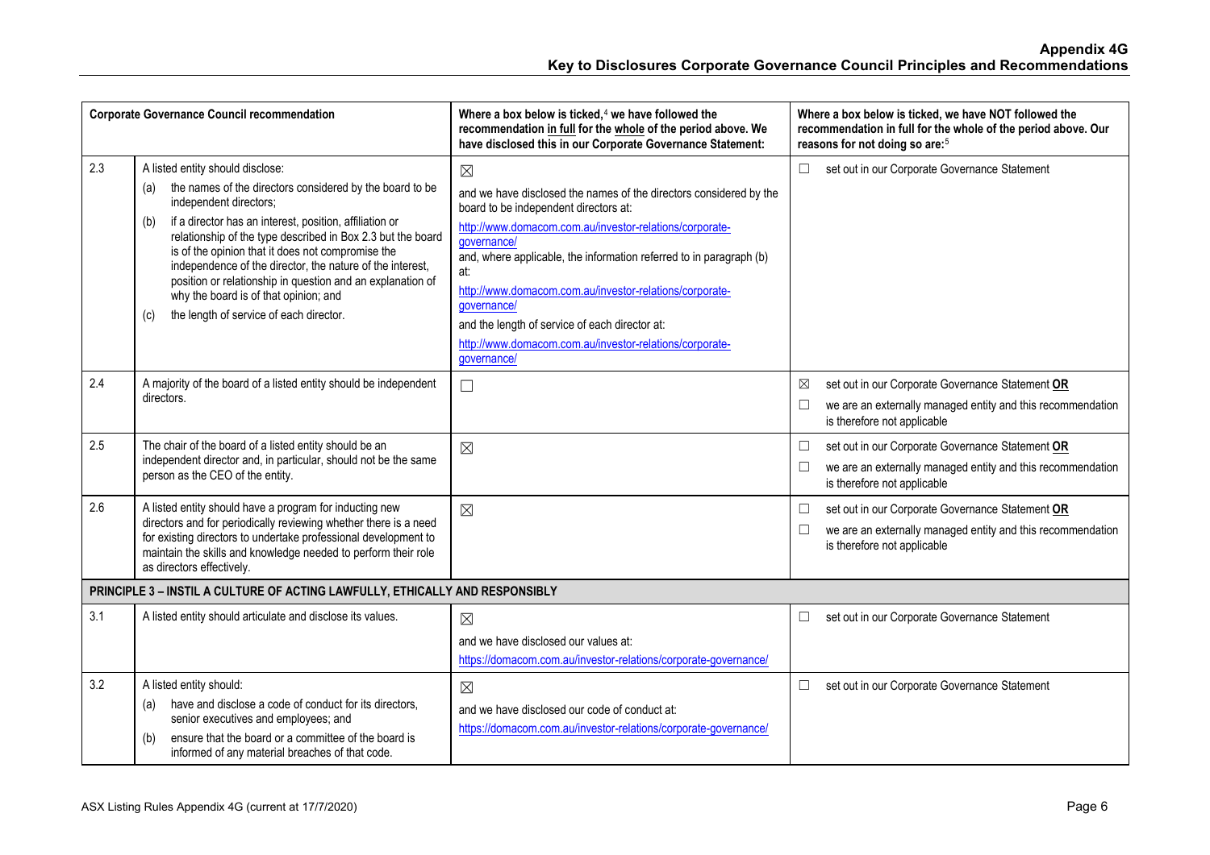| | Corporate Governance Council recommendation | Where a box below is ticked,[4] we have followed the recommendation in full for the whole of the period above. We have disclosed this in our Corporate Governance Statement: | Where a box below is ticked, we have NOT followed the recommendation in full for the whole of the period above. Our reasons for not doing so are:[5] |
|---|---|---|---|
| 2.3 | A listed entity should disclose:<br>(a) the names of the directors considered by the board to be independent directors;<br>(b) if a director has an interest, position, affiliation or relationship of the type described in Box 2.3 but the board is of the opinion that it does not compromise the independence of the director, the nature of the interest, position or relationship in question and an explanation of why the board is of that opinion; and<br>(c) the length of service of each director. | ☒<br>and we have disclosed the names of the directors considered by the board to be independent directors at:<br>http://www.domacom.com.au/investor-relations/corporate-governance/<br>and, where applicable, the information referred to in paragraph (b) at:<br>http://www.domacom.com.au/investor-relations/corporate-governance/<br>and the length of service of each director at:<br>http://www.domacom.com.au/investor-relations/corporate-governance/ | ☐ set out in our Corporate Governance Statement |
| 2.4 | A majority of the board of a listed entity should be independent directors. | ☐ | ☒ set out in our Corporate Governance Statement **OR**<br>☐ we are an externally managed entity and this recommendation is therefore not applicable |
| 2.5 | The chair of the board of a listed entity should be an independent director and, in particular, should not be the same person as the CEO of the entity. | ☒ | ☐ set out in our Corporate Governance Statement **OR**<br>☐ we are an externally managed entity and this recommendation is therefore not applicable |
| 2.6 | A listed entity should have a program for inducting new directors and for periodically reviewing whether there is a need for existing directors to undertake professional development to maintain the skills and knowledge needed to perform their role as directors effectively. | ☒ | ☐ set out in our Corporate Governance Statement **OR**<br>☐ we are an externally managed entity and this recommendation is therefore not applicable |
| **PRINCIPLE 3 – INSTIL A CULTURE OF ACTING LAWFULLY, ETHICALLY AND RESPONSIBLY** | | | |
| 3.1 | A listed entity should articulate and disclose its values. | ☒<br>and we have disclosed our values at:<br>https://domacom.com.au/investor-relations/corporate-governance/ | ☐ set out in our Corporate Governance Statement |
| 3.2 | A listed entity should:<br>(a) have and disclose a code of conduct for its directors, senior executives and employees; and<br>(b) ensure that the board or a committee of the board is informed of any material breaches of that code. | ☒<br>and we have disclosed our code of conduct at:<br>https://domacom.com.au/investor-relations/corporate-governance/ | ☐ set out in our Corporate Governance Statement |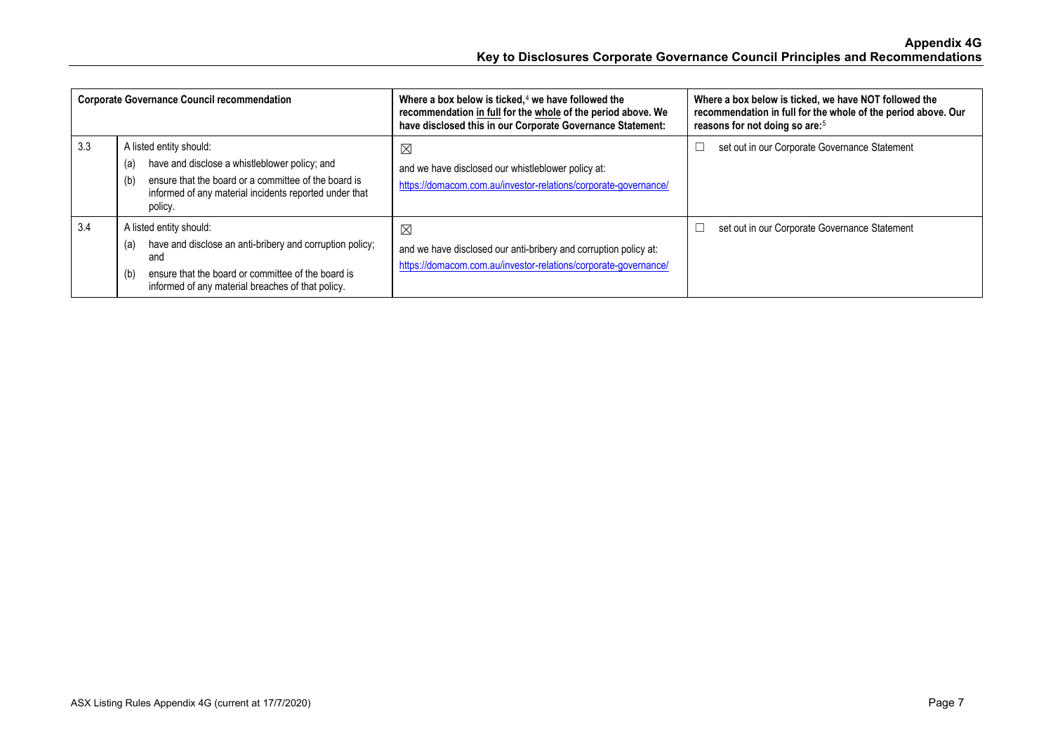| Corporate Governance Council recommendation | | Where a box below is ticked,[4] we have followed the recommendation <u>in full</u> for the <u>whole</u> of the period above. We have disclosed this in our Corporate Governance Statement: | Where a box below is ticked, we have NOT followed the recommendation in full for the whole of the period above. Our reasons for not doing so are:[5] |
|---|---|---|---|
| 3.3 | A listed entity should:<br>(a) have and disclose a whistleblower policy; and<br>(b) ensure that the board or a committee of the board is informed of any material incidents reported under that policy. | ☒<br>and we have disclosed our whistleblower policy at:<br>https://domacom.com.au/investor-relations/corporate-governance/ | ☐ set out in our Corporate Governance Statement |
| 3.4 | A listed entity should:<br>(a) have and disclose an anti-bribery and corruption policy; and<br>(b) ensure that the board or committee of the board is informed of any material breaches of that policy. | ☒<br>and we have disclosed our anti-bribery and corruption policy at:<br>https://domacom.com.au/investor-relations/corporate-governance/ | ☐ set out in our Corporate Governance Statement |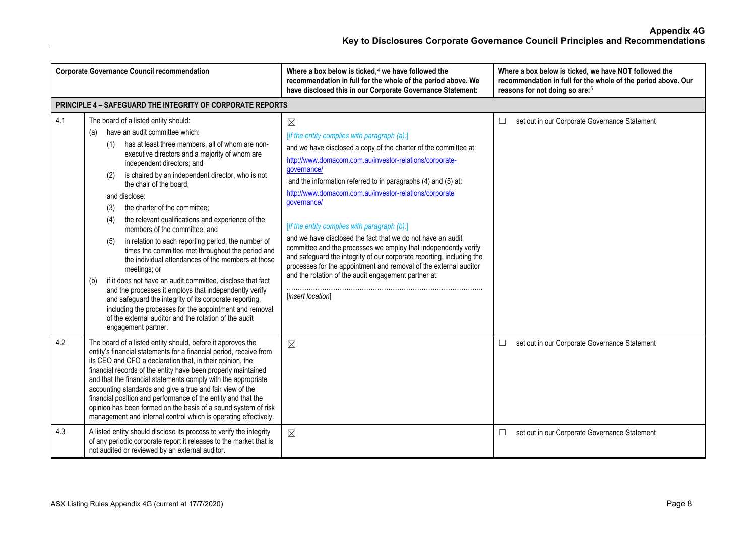# Appendix 4G
## Key to Disclosures Corporate Governance Council Principles and Recommendations

| Corporate Governance Council recommendation | | Where a box below is ticked,[4] we have followed the recommendation in full for the whole of the period above. We have disclosed this in our Corporate Governance Statement: | Where a box below is ticked, we have NOT followed the recommendation in full for the whole of the period above. Our reasons for not doing so are:[5] |
|---|---|---|---|
| **PRINCIPLE 4 – SAFEGUARD THE INTEGRITY OF CORPORATE REPORTS** | | | |
| 4.1 | The board of a listed entity should:<br>(a) have an audit committee which:<br>(1) has at least three members, all of whom are non-executive directors and a majority of whom are independent directors; and<br>(2) is chaired by an independent director, who is not the chair of the board,<br>and disclose:<br>(3) the charter of the committee;<br>(4) the relevant qualifications and experience of the members of the committee; and<br>(5) in relation to each reporting period, the number of times the committee met throughout the period and the individual attendances of the members at those meetings; or<br>(b) if it does not have an audit committee, disclose that fact and the processes it employs that independently verify and safeguard the integrity of its corporate reporting, including the processes for the appointment and removal of the external auditor and the rotation of the audit engagement partner. | ☒<br>*[If the entity complies with paragraph (a):]*<br>and we have disclosed a copy of the charter of the committee at:<br>http://www.domacom.com.au/investor-relations/corporate-governance/<br>and the information referred to in paragraphs (4) and (5) at:<br>http://www.domacom.com.au/investor-relations/corporate governance/<br>*[If the entity complies with paragraph (b):]*<br>and we have disclosed the fact that we do not have an audit committee and the processes we employ that independently verify and safeguard the integrity of our corporate reporting, including the processes for the appointment and removal of the external auditor and the rotation of the audit engagement partner at:<br>…………………………………………………………………………..<br>*[insert location]* | ☐ set out in our Corporate Governance Statement |
| 4.2 | The board of a listed entity should, before it approves the entity's financial statements for a financial period, receive from its CEO and CFO a declaration that, in their opinion, the financial records of the entity have been properly maintained and that the financial statements comply with the appropriate accounting standards and give a true and fair view of the financial position and performance of the entity and that the opinion has been formed on the basis of a sound system of risk management and internal control which is operating effectively. | ☒ | ☐ set out in our Corporate Governance Statement |
| 4.3 | A listed entity should disclose its process to verify the integrity of any periodic corporate report it releases to the market that is not audited or reviewed by an external auditor. | ☒ | ☐ set out in our Corporate Governance Statement |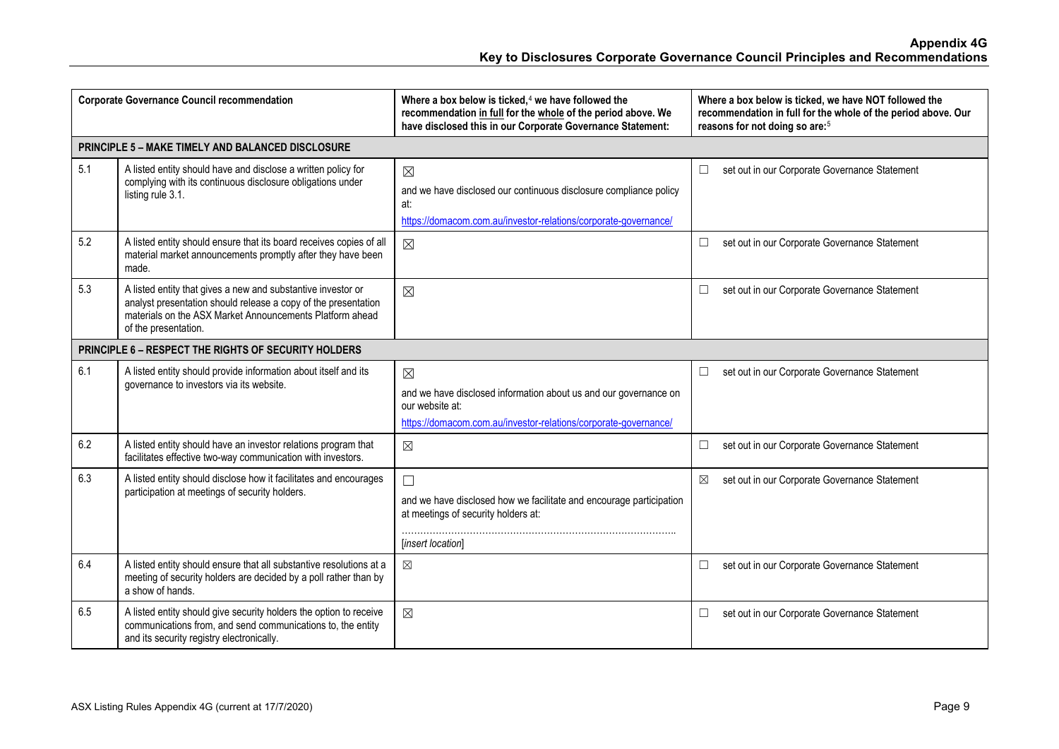# Appendix 4G
## Key to Disclosures Corporate Governance Council Principles and Recommendations

| Corporate Governance Council recommendation | | Where a box below is ticked,[4] we have followed the recommendation in full for the whole of the period above. We have disclosed this in our Corporate Governance Statement: | Where a box below is ticked, we have NOT followed the recommendation in full for the whole of the period above. Our reasons for not doing so are:[5] |
|---|---|---|---|
| **PRINCIPLE 5 – MAKE TIMELY AND BALANCED DISCLOSURE** | | | |
| 5.1 | A listed entity should have and disclose a written policy for complying with its continuous disclosure obligations under listing rule 3.1. | ☒ and we have disclosed our continuous disclosure compliance policy at: https://domacom.com.au/investor-relations/corporate-governance/ | ☐ set out in our Corporate Governance Statement |
| 5.2 | A listed entity should ensure that its board receives copies of all material market announcements promptly after they have been made. | ☒ | ☐ set out in our Corporate Governance Statement |
| 5.3 | A listed entity that gives a new and substantive investor or analyst presentation should release a copy of the presentation materials on the ASX Market Announcements Platform ahead of the presentation. | ☒ | ☐ set out in our Corporate Governance Statement |
| **PRINCIPLE 6 – RESPECT THE RIGHTS OF SECURITY HOLDERS** | | | |
| 6.1 | A listed entity should provide information about itself and its governance to investors via its website. | ☒ and we have disclosed information about us and our governance on our website at: https://domacom.com.au/investor-relations/corporate-governance/ | ☐ set out in our Corporate Governance Statement |
| 6.2 | A listed entity should have an investor relations program that facilitates effective two-way communication with investors. | ☒ | ☐ set out in our Corporate Governance Statement |
| 6.3 | A listed entity should disclose how it facilitates and encourages participation at meetings of security holders. | ☐ and we have disclosed how we facilitate and encourage participation at meetings of security holders at: ………………………………………………………………………….. [*insert location*] | ☒ set out in our Corporate Governance Statement |
| 6.4 | A listed entity should ensure that all substantive resolutions at a meeting of security holders are decided by a poll rather than by a show of hands. | ☒ | ☐ set out in our Corporate Governance Statement |
| 6.5 | A listed entity should give security holders the option to receive communications from, and send communications to, the entity and its security registry electronically. | ☒ | ☐ set out in our Corporate Governance Statement |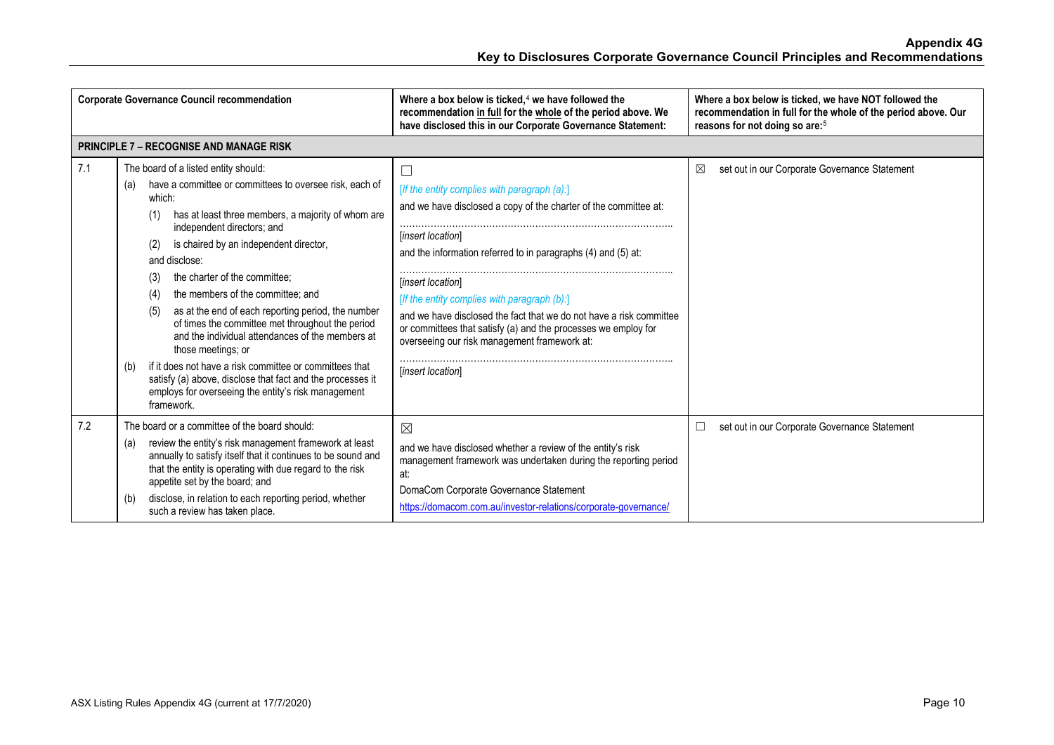**Appendix 4G**
**Key to Disclosures Corporate Governance Council Principles and Recommendations**

| Corporate Governance Council recommendation | | Where a box below is ticked,[4] we have followed the recommendation in full for the whole of the period above. We have disclosed this in our Corporate Governance Statement: | Where a box below is ticked, we have NOT followed the recommendation in full for the whole of the period above. Our reasons for not doing so are:[5] |
|---|---|---|---|
| **PRINCIPLE 7 – RECOGNISE AND MANAGE RISK** | | | |
| 7.1 | The board of a listed entity should:<br>(a) have a committee or committees to oversee risk, each of which:<br>(1) has at least three members, a majority of whom are independent directors; and<br>(2) is chaired by an independent director,<br>and disclose:<br>(3) the charter of the committee;<br>(4) the members of the committee; and<br>(5) as at the end of each reporting period, the number of times the committee met throughout the period and the individual attendances of the members at those meetings; or<br>(b) if it does not have a risk committee or committees that satisfy (a) above, disclose that fact and the processes it employs for overseeing the entity's risk management framework. | ☐<br>*[If the entity complies with paragraph (a):]*<br>and we have disclosed a copy of the charter of the committee at:<br>…………………………………………………………………………<br>*[insert location]*<br>and the information referred to in paragraphs (4) and (5) at:<br>…………………………………………………………………………<br>*[insert location]*<br>*[If the entity complies with paragraph (b):]*<br>and we have disclosed the fact that we do not have a risk committee or committees that satisfy (a) and the processes we employ for overseeing our risk management framework at:<br>…………………………………………………………………………<br>*[insert location]* | ☒ set out in our Corporate Governance Statement |
| 7.2 | The board or a committee of the board should:<br>(a) review the entity's risk management framework at least annually to satisfy itself that it continues to be sound and that the entity is operating with due regard to the risk appetite set by the board; and<br>(b) disclose, in relation to each reporting period, whether such a review has taken place. | ☒<br>and we have disclosed whether a review of the entity's risk management framework was undertaken during the reporting period at:<br>DomaCom Corporate Governance Statement<br>https://domacom.com.au/investor-relations/corporate-governance/ | ☐ set out in our Corporate Governance Statement |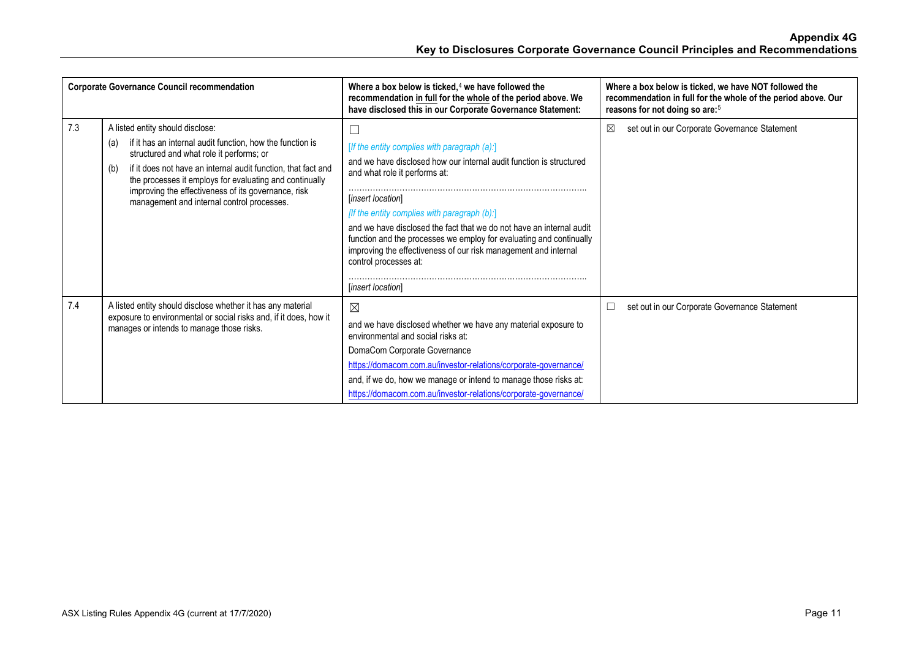| Corporate Governance Council recommendation | | Where a box below is ticked,[4] we have followed the recommendation in full for the whole of the period above. We have disclosed this in our Corporate Governance Statement: | Where a box below is ticked, we have NOT followed the recommendation in full for the whole of the period above. Our reasons for not doing so are:[5] |
|---|---|---|---|
| 7.3 | A listed entity should disclose:<br>(a) if it has an internal audit function, how the function is structured and what role it performs; or<br>(b) if it does not have an internal audit function, that fact and the processes it employs for evaluating and continually improving the effectiveness of its governance, risk management and internal control processes. | ☐<br>*[If the entity complies with paragraph (a):]*<br>and we have disclosed how our internal audit function is structured and what role it performs at:<br>……………………………………………………………………………<br>[*insert location*]<br>*[If the entity complies with paragraph (b):]*<br>and we have disclosed the fact that we do not have an internal audit function and the processes we employ for evaluating and continually improving the effectiveness of our risk management and internal control processes at:<br>……………………………………………………………………………<br>[*insert location*] | ☒ set out in our Corporate Governance Statement |
| 7.4 | A listed entity should disclose whether it has any material exposure to environmental or social risks and, if it does, how it manages or intends to manage those risks. | ☒<br>and we have disclosed whether we have any material exposure to environmental and social risks at:<br>DomaCom Corporate Governance<br>https://domacom.com.au/investor-relations/corporate-governance/<br>and, if we do, how we manage or intend to manage those risks at:<br>https://domacom.com.au/investor-relations/corporate-governance/ | ☐ set out in our Corporate Governance Statement |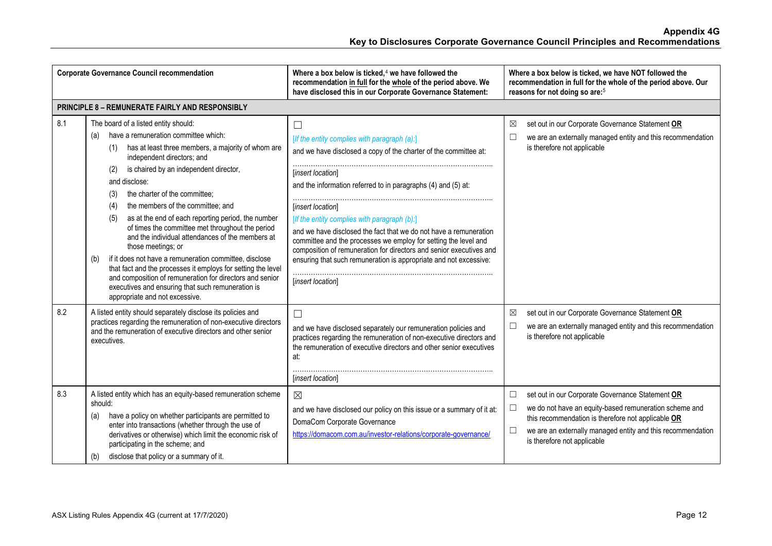| | Corporate Governance Council recommendation | Where a box below is ticked,[4] we have followed the recommendation in full for the whole of the period above. We have disclosed this in our Corporate Governance Statement: | Where a box below is ticked, we have NOT followed the recommendation in full for the whole of the period above. Our reasons for not doing so are:[5] |
|---|---|---|---|
| **PRINCIPLE 8 – REMUNERATE FAIRLY AND RESPONSIBLY** | | | |
| 8.1 | The board of a listed entity should:<br>(a) have a remuneration committee which:<br>(1) has at least three members, a majority of whom are independent directors; and<br>(2) is chaired by an independent director,<br>and disclose:<br>(3) the charter of the committee;<br>(4) the members of the committee; and<br>(5) as at the end of each reporting period, the number of times the committee met throughout the period and the individual attendances of the members at those meetings; or<br>(b) if it does not have a remuneration committee, disclose that fact and the processes it employs for setting the level and composition of remuneration for directors and senior executives and ensuring that such remuneration is appropriate and not excessive. | ☐<br>*[If the entity complies with paragraph (a):]*<br>and we have disclosed a copy of the charter of the committee at:<br>……………………………………………………………………………<br>[*insert location*]<br>and the information referred to in paragraphs (4) and (5) at:<br>……………………………………………………………………………<br>[*insert location*]<br>*[If the entity complies with paragraph (b):]*<br>and we have disclosed the fact that we do not have a remuneration committee and the processes we employ for setting the level and composition of remuneration for directors and senior executives and ensuring that such remuneration is appropriate and not excessive:<br>……………………………………………………………………………<br>[*insert location*] | ☒ set out in our Corporate Governance Statement **OR**<br>☐ we are an externally managed entity and this recommendation is therefore not applicable |
| 8.2 | A listed entity should separately disclose its policies and practices regarding the remuneration of non-executive directors and the remuneration of executive directors and other senior executives. | ☐<br>and we have disclosed separately our remuneration policies and practices regarding the remuneration of non-executive directors and the remuneration of executive directors and other senior executives at:<br>……………………………………………………………………………<br>[*insert location*] | ☒ set out in our Corporate Governance Statement **OR**<br>☐ we are an externally managed entity and this recommendation is therefore not applicable |
| 8.3 | A listed entity which has an equity-based remuneration scheme should:<br>(a) have a policy on whether participants are permitted to enter into transactions (whether through the use of derivatives or otherwise) which limit the economic risk of participating in the scheme; and<br>(b) disclose that policy or a summary of it. | ☒<br>and we have disclosed our policy on this issue or a summary of it at:<br>DomaCom Corporate Governance<br>https://domacom.com.au/investor-relations/corporate-governance/ | ☐ set out in our Corporate Governance Statement **OR**<br>☐ we do not have an equity-based remuneration scheme and this recommendation is therefore not applicable **OR**<br>☐ we are an externally managed entity and this recommendation is therefore not applicable |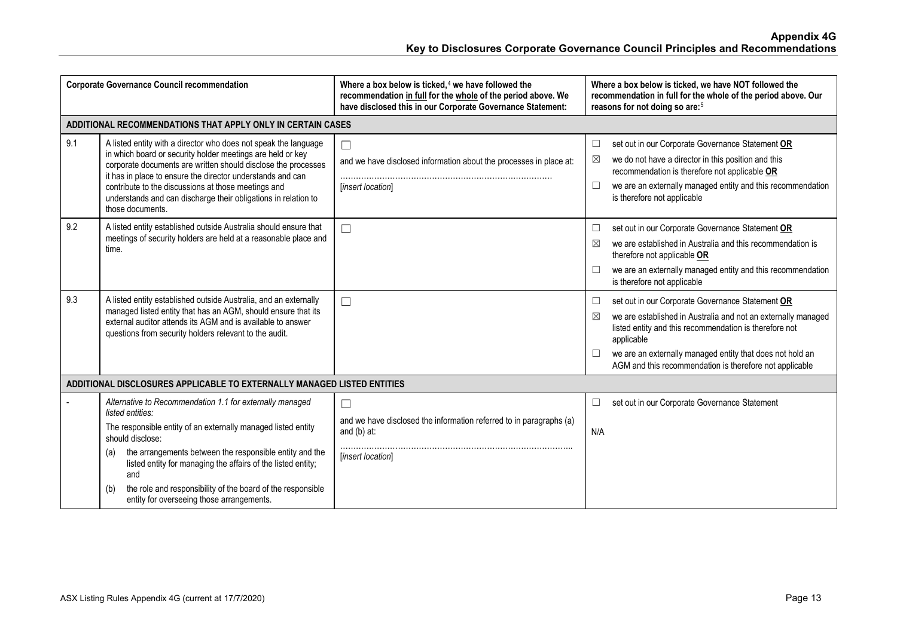| | Corporate Governance Council recommendation | Where a box below is ticked,[4] we have followed the recommendation in full for the whole of the period above. We have disclosed this in our Corporate Governance Statement: | Where a box below is ticked, we have NOT followed the recommendation in full for the whole of the period above. Our reasons for not doing so are:[5] |
|---|---|---|---|
| **ADDITIONAL RECOMMENDATIONS THAT APPLY ONLY IN CERTAIN CASES** | | | |
| 9.1 | A listed entity with a director who does not speak the language in which board or security holder meetings are held or key corporate documents are written should disclose the processes it has in place to ensure the director understands and can contribute to the discussions at those meetings and understands and can discharge their obligations in relation to those documents. | ☐ and we have disclosed information about the processes in place at: ……………………………………………………………… [*insert location*] | ☐ set out in our Corporate Governance Statement **OR** ☒ we do not have a director in this position and this recommendation is therefore not applicable **OR** ☐ we are an externally managed entity and this recommendation is therefore not applicable |
| 9.2 | A listed entity established outside Australia should ensure that meetings of security holders are held at a reasonable place and time. | ☐ | ☐ set out in our Corporate Governance Statement **OR** ☒ we are established in Australia and this recommendation is therefore not applicable **OR** ☐ we are an externally managed entity and this recommendation is therefore not applicable |
| 9.3 | A listed entity established outside Australia, and an externally managed listed entity that has an AGM, should ensure that its external auditor attends its AGM and is available to answer questions from security holders relevant to the audit. | ☐ | ☐ set out in our Corporate Governance Statement **OR** ☒ we are established in Australia and not an externally managed listed entity and this recommendation is therefore not applicable ☐ we are an externally managed entity that does not hold an AGM and this recommendation is therefore not applicable |
| **ADDITIONAL DISCLOSURES APPLICABLE TO EXTERNALLY MANAGED LISTED ENTITIES** | | | |
| - | *Alternative to Recommendation 1.1 for externally managed listed entities:* The responsible entity of an externally managed listed entity should disclose: (a) the arrangements between the responsible entity and the listed entity for managing the affairs of the listed entity; and (b) the role and responsibility of the board of the responsible entity for overseeing those arrangements. | ☐ and we have disclosed the information referred to in paragraphs (a) and (b) at: ……………………………………………………………………… [*insert location*] | ☐ set out in our Corporate Governance Statement N/A |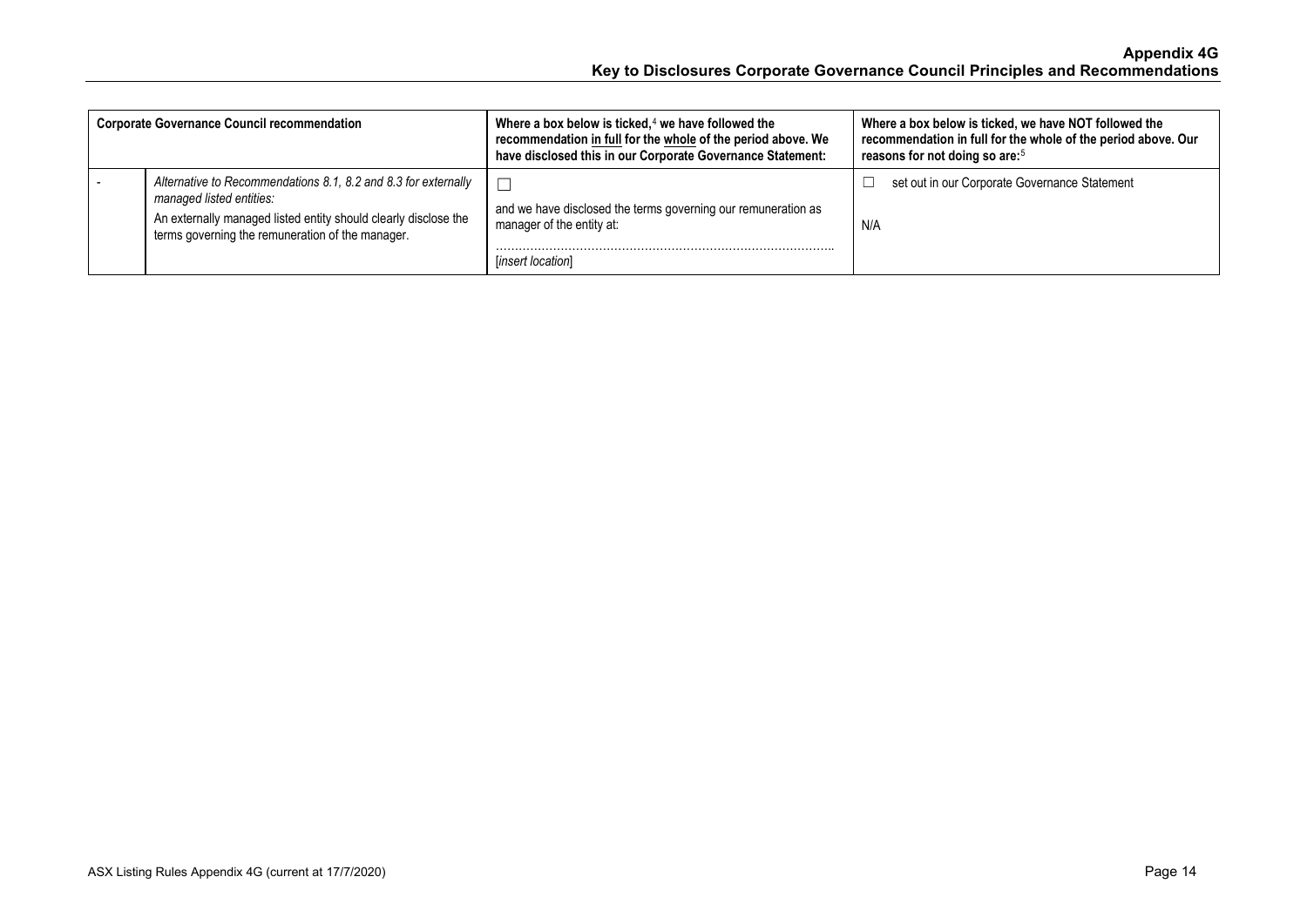| Corporate Governance Council recommendation | | Where a box below is ticked,[4] we have followed the recommendation in full for the whole of the period above. We have disclosed this in our Corporate Governance Statement: | Where a box below is ticked, we have NOT followed the recommendation in full for the whole of the period above. Our reasons for not doing so are:[5] |
|---|---|---|---|
| - | *Alternative to Recommendations 8.1, 8.2 and 8.3 for externally managed listed entities:*<br>An externally managed listed entity should clearly disclose the terms governing the remuneration of the manager. | ☐<br>and we have disclosed the terms governing our remuneration as manager of the entity at:<br>…………………………………………………………………………..<br>[*insert location*] | ☐ set out in our Corporate Governance Statement<br>N/A |